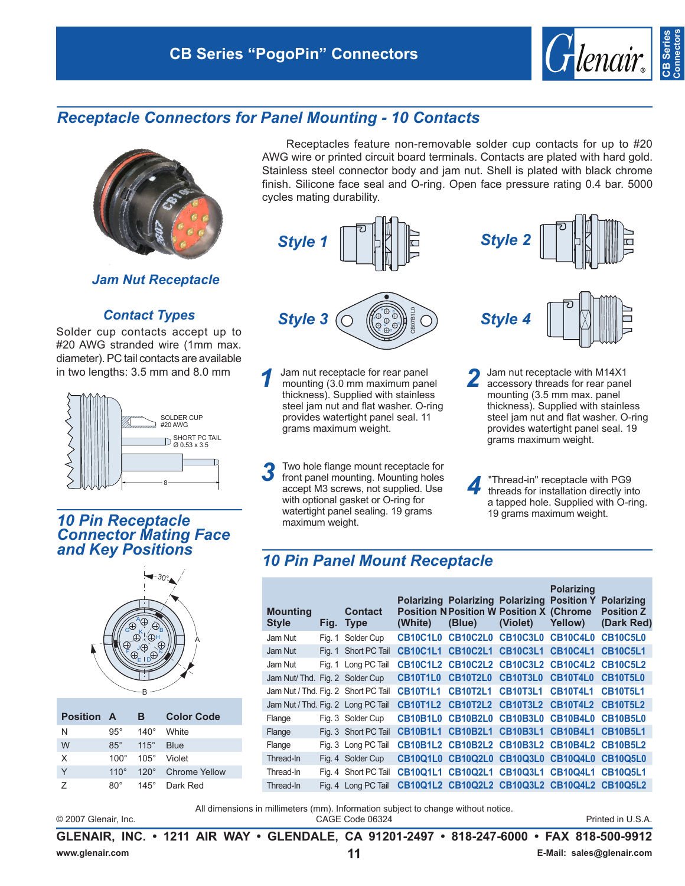# CB Series "PogoPin" Connectors

## Receptacle Connectors for Panel Mounting - 10 Contacts

Receptacles feature non-removable solder cup contacts for up to #20 AWG wire or printed circuit board terminals. Contacts are plated with hard gold. Stainless steel connector body and jam nut. Shell is plated with black chrome finish. Silicone face seal and O-ring. Open face pressure rating 0.4 bar. 5000 cycles mating durability.

### Jam Nut Receptacle

### Contact Types

Solder cup contacts accept up to #20 AWG stranded wire (1mm max. diameter). PC tail contacts are available in two lengths: 3.5 mm and 8.0 mm

SOLDER CUP #20 AWG

SHORT PC TAIL Ø 0.53 x 3.5

8

**Style 1**

**Style 2**

**Style 3**

**Style 4**

**1** Jam nut receptacle for rear panel mounting (3.0 mm maximum panel thickness). Supplied with stainless steel jam nut and flat washer. O-ring provides watertight panel seal. 11 grams maximum weight.

**2** Jam nut receptacle with M14X1 accessory threads for rear panel mounting (3.5 mm max. panel thickness). Supplied with stainless steel jam nut and flat washer. O-ring provides watertight panel seal. 19 grams maximum weight.

**3** Two hole flange mount receptacle for front panel mounting. Mounting holes accept M3 screws, not supplied. Use with optional gasket or O-ring for watertight panel sealing. 19 grams maximum weight.

**4** "Thread-in" receptacle with PG9 threads for installation directly into a tapped hole. Supplied with O-ring. 19 grams maximum weight.

## 10 Pin Receptacle Connector Mating Face and Key Positions

| Position | A | B | Color Code |
|---|---|---|---|
| N | 95° | 140° | White |
| W | 85° | 115° | Blue |
| X | 100° | 105° | Violet |
| Y | 110° | 120° | Chrome Yellow |
| Z | 80° | 145° | Dark Red |

## 10 Pin Panel Mount Receptacle

| Mounting Style | Fig. | Contact Type | Polarizing Position N (White) | Polarizing Position W (Blue) | Polarizing Position X (Violet) | Polarizing Position Y (Chrome Yellow) | Polarizing Position Z (Dark Red) |
|---|---|---|---|---|---|---|---|
| Jam Nut | Fig. 1 | Solder Cup | CB10C1L0 | CB10C2L0 | CB10C3L0 | CB10C4L0 | CB10C5L0 |
| Jam Nut | Fig. 1 | Short PC Tail | CB10C1L1 | CB10C2L1 | CB10C3L1 | CB10C4L1 | CB10C5L1 |
| Jam Nut | Fig. 1 | Long PC Tail | CB10C1L2 | CB10C2L2 | CB10C3L2 | CB10C4L2 | CB10C5L2 |
| Jam Nut/ Thd. | Fig. 2 | Solder Cup | CB10T1L0 | CB10T2L0 | CB10T3L0 | CB10T4L0 | CB10T5L0 |
| Jam Nut / Thd. | Fig. 2 | Short PC Tail | CB10T1L1 | CB10T2L1 | CB10T3L1 | CB10T4L1 | CB10T5L1 |
| Jam Nut / Thd. | Fig. 2 | Long PC Tail | CB10T1L2 | CB10T2L2 | CB10T3L2 | CB10T4L2 | CB10T5L2 |
| Flange | Fig. 3 | Solder Cup | CB10B1L0 | CB10B2L0 | CB10B3L0 | CB10B4L0 | CB10B5L0 |
| Flange | Fig. 3 | Short PC Tail | CB10B1L1 | CB10B2L1 | CB10B3L1 | CB10B4L1 | CB10B5L1 |
| Flange | Fig. 3 | Long PC Tail | CB10B1L2 | CB10B2L2 | CB10B3L2 | CB10B4L2 | CB10B5L2 |
| Thread-In | Fig. 4 | Solder Cup | CB10Q1L0 | CB10Q2L0 | CB10Q3L0 | CB10Q4L0 | CB10Q5L0 |
| Thread-In | Fig. 4 | Short PC Tail | CB10Q1L1 | CB10Q2L1 | CB10Q3L1 | CB10Q4L1 | CB10Q5L1 |
| Thread-In | Fig. 4 | Long PC Tail | CB10Q1L2 | CB10Q2L2 | CB10Q3L2 | CB10Q4L2 | CB10Q5L2 |

All dimensions in millimeters (mm). Information subject to change without notice.

© 2007 Glenair, Inc. CAGE Code 06324 Printed in U.S.A.

**GLENAIR, INC. • 1211 AIR WAY • GLENDALE, CA 91201-2497 • 818-247-6000 • FAX 818-500-9912**

www.glenair.com E-Mail: sales@glenair.com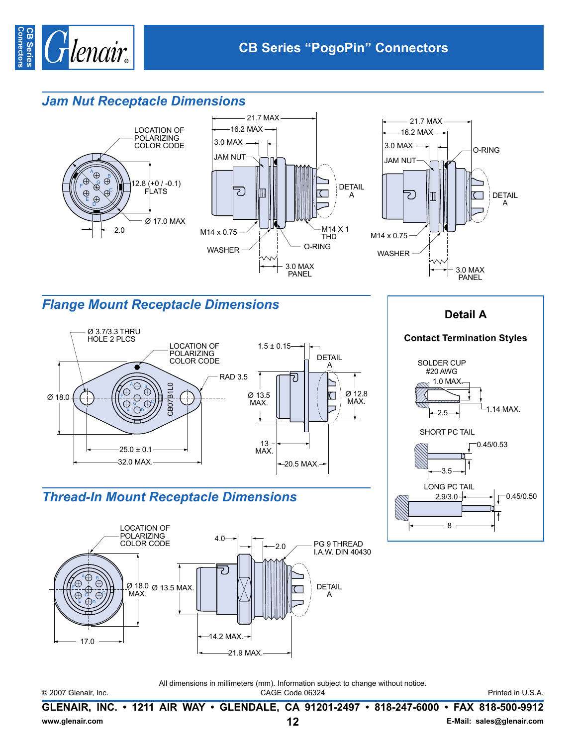## Jam Nut Receptacle Dimensions

LOCATION OF POLARIZING COLOR CODE

12.8 (+0 / -0.1) FLATS

Ø 17.0 MAX

2.0

21.7 MAX

16.2 MAX

3.0 MAX

JAM NUT

DETAIL A

M14 x 0.75

M14 X 1 THD

O-RING

WASHER

3.0 MAX PANEL

21.7 MAX

16.2 MAX

3.0 MAX

JAM NUT

O-RING

DETAIL A

M14 x 0.75

WASHER

3.0 MAX PANEL

## Flange Mount Receptacle Dimensions

Ø 3.7/3.3 THRU HOLE 2 PLCS

LOCATION OF POLARIZING COLOR CODE

RAD 3.5

Ø 18.0

CB07B1L0

25.0 ± 0.1

32.0 MAX.

1.5 ± 0.15

DETAIL A

Ø 13.5 MAX.

Ø 12.8 MAX.

13 MAX.

20.5 MAX.

## Detail A

**Contact Termination Styles**

SOLDER CUP #20 AWG

1.0 MAX.

2.5

1.14 MAX.

SHORT PC TAIL

0.45/0.53

3.5

LONG PC TAIL

2.9/3.0

0.45/0.50

8

## Thread-In Mount Receptacle Dimensions

LOCATION OF POLARIZING COLOR CODE

Ø 18.0 MAX.

17.0

4.0

2.0

PG 9 THREAD I.A.W. DIN 40430

Ø 13.5 MAX.

DETAIL A

14.2 MAX.

21.9 MAX.

All dimensions in millimeters (mm). Information subject to change without notice.

© 2007 Glenair, Inc. CAGE Code 06324 Printed in U.S.A.

**GLENAIR, INC. • 1211 AIR WAY • GLENDALE, CA 91201-2497 • 818-247-6000 • FAX 818-500-9912**

www.glenair.com **E-Mail: sales@glenair.com**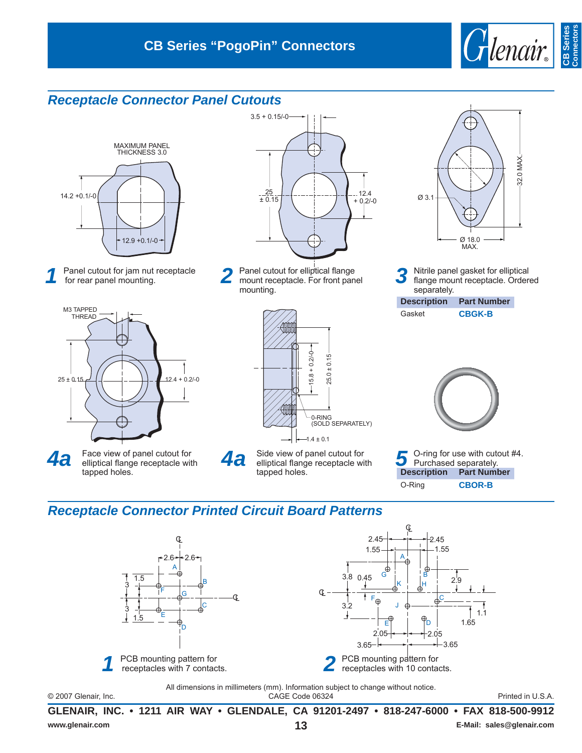# CB Series "PogoPin" Connectors

## Receptacle Connector Panel Cutouts

MAXIMUM PANEL THICKNESS 3.0

14.2 +0.1/-0

12.9 +0.1/-0

**1** Panel cutout for jam nut receptacle for rear panel mounting.

3.5 + 0.15/-0

25 ± 0.15

12.4 + 0.2/-0

**2** Panel cutout for elliptical flange mount receptacle. For front panel mounting.

Ø 3.1

32.0 MAX.

Ø 18.0 MAX.

**3** Nitrile panel gasket for elliptical flange mount receptacle. Ordered separately.

| Description | Part Number |
|---|---|
| Gasket | CBGK-B |

M3 TAPPED THREAD

25 ± 0.15

12.4 + 0.2/-0

**4a** Face view of panel cutout for elliptical flange receptacle with tapped holes.

15.8 + 0.2/-0

25.0 ± 0.15

O-RING (SOLD SEPARATELY)

1.4 ± 0.1

**4a** Side view of panel cutout for elliptical flange receptacle with tapped holes.

**5** O-ring for use with cutout #4. Purchased separately.

| Description | Part Number |
|---|---|
| O-Ring | CBOR-B |

## Receptacle Connector Printed Circuit Board Patterns

℄

2.6 2.6

A B C D E F G

3 1.5 3 1.5

℄

**1** PCB mounting pattern for receptacles with 7 contacts.

℄

2.45 1.55 2.45 1.55

A B C D E F G H J K

3.8 0.45 3.2 2.9 1.1 1.65

℄

2.05 2.05 3.65 3.65

**2** PCB mounting pattern for receptacles with 10 contacts.

All dimensions in millimeters (mm). Information subject to change without notice.

© 2007 Glenair, Inc. CAGE Code 06324 Printed in U.S.A.

**GLENAIR, INC. • 1211 AIR WAY • GLENDALE, CA 91201-2497 • 818-247-6000 • FAX 818-500-9912**

www.glenair.com E-Mail: sales@glenair.com